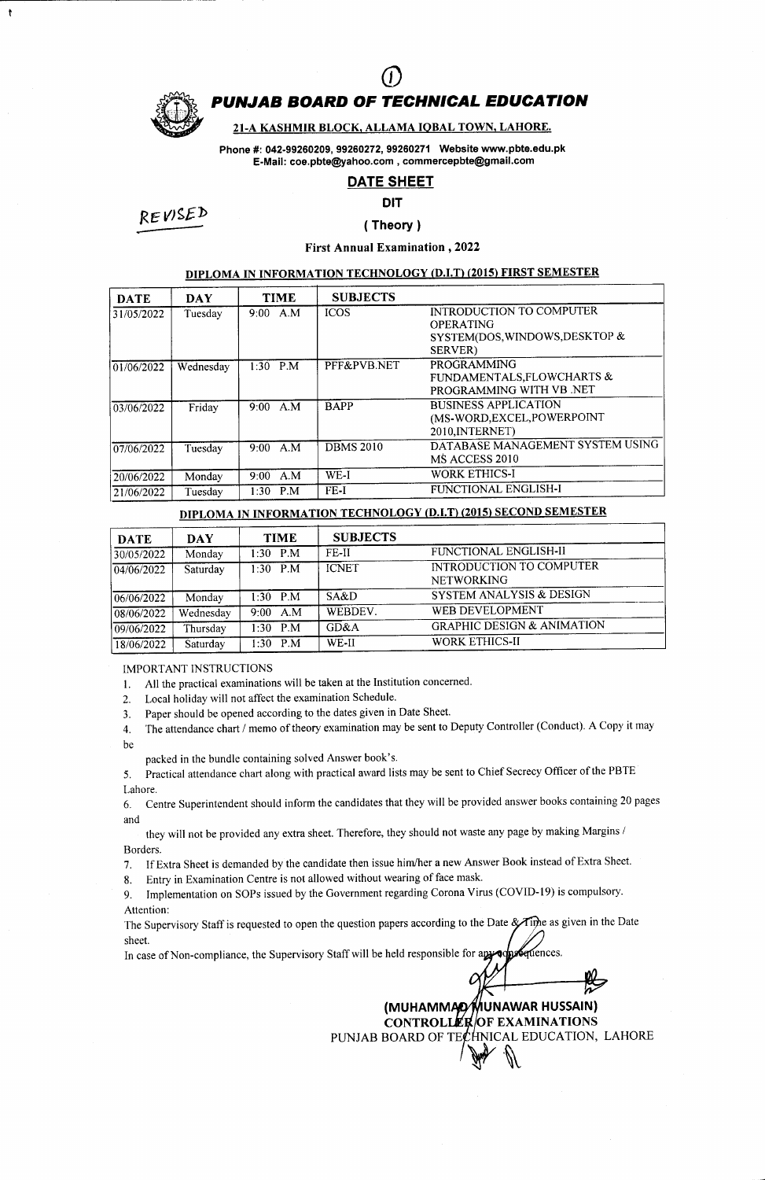①

# PUNJAB BOARD OF TECHNICAL EDUCATION

**21-A KASHMIR BLOCK, ALLAMA IQBAL TOWN, LAHORE.**

**Phone #: 042-99260209, 99260272, 99260271 Website www.pbte.edu.pk**
**E-Mail: coe.pbte@yahoo.com , commercepbte@gmail.com**

REVISED

## DATE SHEET

### DIT

### ( Theory )

**First Annual Examination , 2022**

### DIPLOMA IN INFORMATION TECHNOLOGY (D.I.T) (2015) FIRST SEMESTER

| DATE | DAY | TIME | SUBJECTS | |
|---|---|---|---|---|
| 31/05/2022 | Tuesday | 9:00 A.M | ICOS | INTRODUCTION TO COMPUTER OPERATING SYSTEM(DOS,WINDOWS,DESKTOP & SERVER) |
| 01/06/2022 | Wednesday | 1:30 P.M | PFF&PVB.NET | PROGRAMMING FUNDAMENTALS,FLOWCHARTS & PROGRAMMING WITH VB .NET |
| 03/06/2022 | Friday | 9:00 A.M | BAPP | BUSINESS APPLICATION (MS-WORD,EXCEL,POWERPOINT 2010,INTERNET) |
| 07/06/2022 | Tuesday | 9:00 A.M | DBMS 2010 | DATABASE MANAGEMENT SYSTEM USING MS ACCESS 2010 |
| 20/06/2022 | Monday | 9:00 A.M | WE-I | WORK ETHICS-I |
| 21/06/2022 | Tuesday | 1:30 P.M | FE-I | FUNCTIONAL ENGLISH-I |

### DIPLOMA IN INFORMATION TECHNOLOGY (D.I.T) (2015) SECOND SEMESTER

| DATE | DAY | TIME | SUBJECTS | |
|---|---|---|---|---|
| 30/05/2022 | Monday | 1:30 P.M | FE-II | FUNCTIONAL ENGLISH-II |
| 04/06/2022 | Saturday | 1:30 P.M | ICNET | INTRODUCTION TO COMPUTER NETWORKING |
| 06/06/2022 | Monday | 1:30 P.M | SA&D | SYSTEM ANALYSIS & DESIGN |
| 08/06/2022 | Wednesday | 9:00 A.M | WEBDEV. | WEB DEVELOPMENT |
| 09/06/2022 | Thursday | 1:30 P.M | GD&A | GRAPHIC DESIGN & ANIMATION |
| 18/06/2022 | Saturday | 1:30 P.M | WE-II | WORK ETHICS-II |

IMPORTANT INSTRUCTIONS

1. All the practical examinations will be taken at the Institution concerned.
2. Local holiday will not affect the examination Schedule.
3. Paper should be opened according to the dates given in Date Sheet.
4. The attendance chart / memo of theory examination may be sent to Deputy Controller (Conduct). A Copy it may be packed in the bundle containing solved Answer book's.
5. Practical attendance chart along with practical award lists may be sent to Chief Secrecy Officer of the PBTE Lahore.
6. Centre Superintendent should inform the candidates that they will be provided answer books containing 20 pages and they will not be provided any extra sheet. Therefore, they should not waste any page by making Margins / Borders.
7. If Extra Sheet is demanded by the candidate then issue him/her a new Answer Book instead of Extra Sheet.
8. Entry in Examination Centre is not allowed without wearing of face mask.
9. Implementation on SOPs issued by the Government regarding Corona Virus (COVID-19) is compulsory.

Attention:

The Supervisory Staff is requested to open the question papers according to the Date & Time as given in the Date sheet.

In case of Non-compliance, the Supervisory Staff will be held responsible for any consequences.

**(MUHAMMAD MUNAWAR HUSSAIN)**
**CONTROLLER OF EXAMINATIONS**
PUNJAB BOARD OF TECHNICAL EDUCATION, LAHORE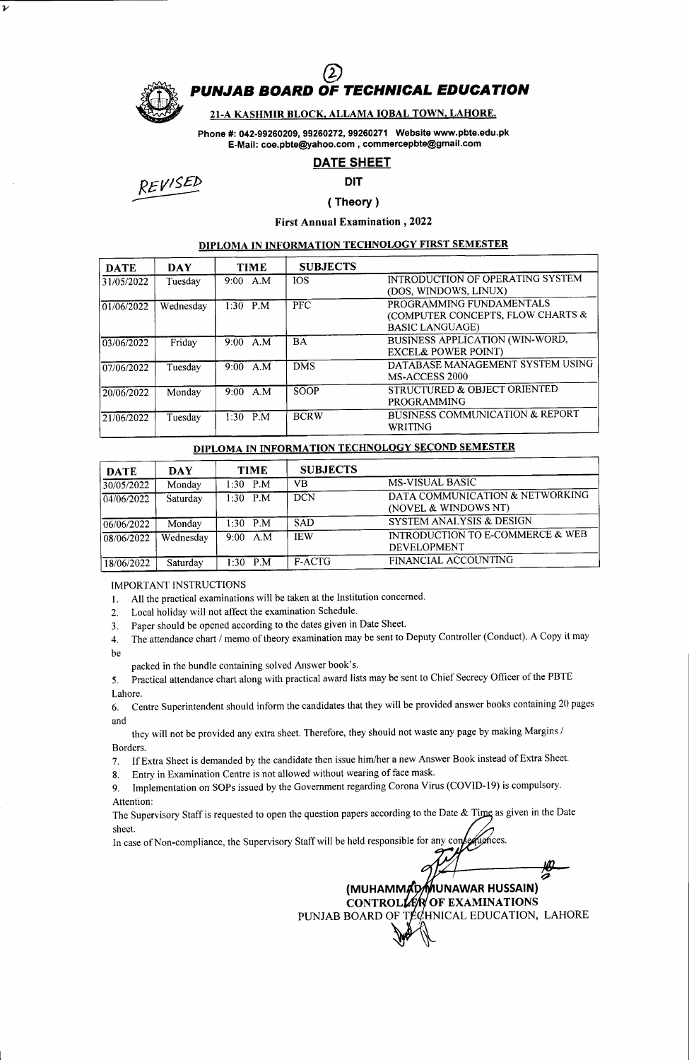# PUNJAB BOARD OF TECHNICAL EDUCATION

**21-A KASHMIR BLOCK, ALLAMA IQBAL TOWN, LAHORE.**

**Phone #: 042-99260209, 99260272, 99260271 Website www.pbte.edu.pk**
**E-Mail: coe.pbte@yahoo.com , commercepbte@gmail.com**

## DATE SHEET

REVISED

**DIT**

**( Theory )**

**First Annual Examination , 2022**

### DIPLOMA IN INFORMATION TECHNOLOGY FIRST SEMESTER

| DATE | DAY | TIME | SUBJECTS | |
|---|---|---|---|---|
| 31/05/2022 | Tuesday | 9:00 A.M | IOS | INTRODUCTION OF OPERATING SYSTEM (DOS, WINDOWS, LINUX) |
| 01/06/2022 | Wednesday | 1:30 P.M | PFC | PROGRAMMING FUNDAMENTALS (COMPUTER CONCEPTS, FLOW CHARTS & BASIC LANGUAGE) |
| 03/06/2022 | Friday | 9:00 A.M | BA | BUSINESS APPLICATION (WIN-WORD, EXCEL& POWER POINT) |
| 07/06/2022 | Tuesday | 9:00 A.M | DMS | DATABASE MANAGEMENT SYSTEM USING MS-ACCESS 2000 |
| 20/06/2022 | Monday | 9:00 A.M | SOOP | STRUCTURED & OBJECT ORIENTED PROGRAMMING |
| 21/06/2022 | Tuesday | 1:30 P.M | BCRW | BUSINESS COMMUNICATION & REPORT WRITING |

### DIPLOMA IN INFORMATION TECHNOLOGY SECOND SEMESTER

| DATE | DAY | TIME | SUBJECTS | |
|---|---|---|---|---|
| 30/05/2022 | Monday | 1:30 P.M | VB | MS-VISUAL BASIC |
| 04/06/2022 | Saturday | 1:30 P.M | DCN | DATA COMMUNICATION & NETWORKING (NOVEL & WINDOWS NT) |
| 06/06/2022 | Monday | 1:30 P.M | SAD | SYSTEM ANALYSIS & DESIGN |
| 08/06/2022 | Wednesday | 9:00 A.M | IEW | INTRODUCTION TO E-COMMERCE & WEB DEVELOPMENT |
| 18/06/2022 | Saturday | 1:30 P.M | F-ACTG | FINANCIAL ACCOUNTING |

IMPORTANT INSTRUCTIONS

1. All the practical examinations will be taken at the Institution concerned.
2. Local holiday will not affect the examination Schedule.
3. Paper should be opened according to the dates given in Date Sheet.
4. The attendance chart / memo of theory examination may be sent to Deputy Controller (Conduct). A Copy it may be packed in the bundle containing solved Answer book's.
5. Practical attendance chart along with practical award lists may be sent to Chief Secrecy Officer of the PBTE Lahore.
6. Centre Superintendent should inform the candidates that they will be provided answer books containing 20 pages and they will not be provided any extra sheet. Therefore, they should not waste any page by making Margins / Borders.
7. If Extra Sheet is demanded by the candidate then issue him/her a new Answer Book instead of Extra Sheet.
8. Entry in Examination Centre is not allowed without wearing of face mask.
9. Implementation on SOPs issued by the Government regarding Corona Virus (COVID-19) is compulsory.

Attention:

The Supervisory Staff is requested to open the question papers according to the Date & Time as given in the Date sheet.

In case of Non-compliance, the Supervisory Staff will be held responsible for any consequences.

**(MUHAMMAD MUNAWAR HUSSAIN)**
**CONTROLLER OF EXAMINATIONS**
PUNJAB BOARD OF TECHNICAL EDUCATION, LAHORE